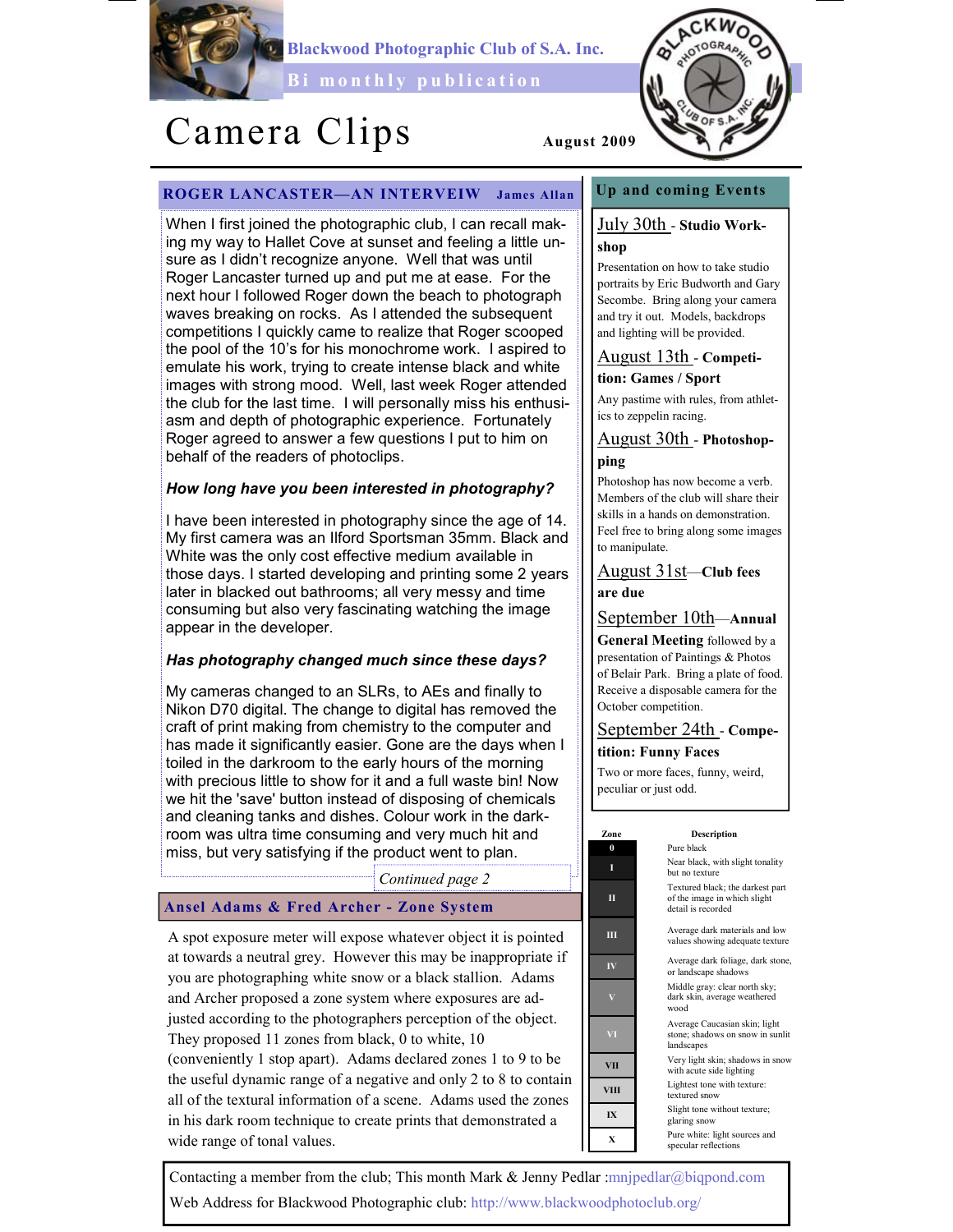Blackwood Photographic Club of S.A. Inc.

Bi monthly publication

# Camera Clips

August 2009

## ROGER LANCASTER—AN INTERVEIW

James Allan

When I first joined the photographic club, I can recall making my way to Hallet Cove at sunset and feeling a little unsure as I didn't recognize anyone. Well that was until Roger Lancaster turned up and put me at ease. For the next hour I followed Roger down the beach to photograph waves breaking on rocks. As I attended the subsequent competitions I quickly came to realize that Roger scooped the pool of the 10's for his monochrome work. I aspired to emulate his work, trying to create intense black and white images with strong mood. Well, last week Roger attended the club for the last time. I will personally miss his enthusiasm and depth of photographic experience. Fortunately Roger agreed to answer a few questions I put to him on behalf of the readers of photoclips.

***How long have you been interested in photography?***

I have been interested in photography since the age of 14. My first camera was an Ilford Sportsman 35mm. Black and White was the only cost effective medium available in those days. I started developing and printing some 2 years later in blacked out bathrooms; all very messy and time consuming but also very fascinating watching the image appear in the developer.

***Has photography changed much since these days?***

My cameras changed to an SLRs, to AEs and finally to Nikon D70 digital. The change to digital has removed the craft of print making from chemistry to the computer and has made it significantly easier. Gone are the days when I toiled in the darkroom to the early hours of the morning with precious little to show for it and a full waste bin! Now we hit the 'save' button instead of disposing of chemicals and cleaning tanks and dishes. Colour work in the darkroom was ultra time consuming and very much hit and miss, but very satisfying if the product went to plan.

*Continued page 2*

## Ansel Adams & Fred Archer - Zone System

A spot exposure meter will expose whatever object it is pointed at towards a neutral grey. However this may be inappropriate if you are photographing white snow or a black stallion. Adams and Archer proposed a zone system where exposures are adjusted according to the photographers perception of the object. They proposed 11 zones from black, 0 to white, 10 (conveniently 1 stop apart). Adams declared zones 1 to 9 to be the useful dynamic range of a negative and only 2 to 8 to contain all of the textural information of a scene. Adams used the zones in his dark room technique to create prints that demonstrated a wide range of tonal values.

| Zone | Description |
|---|---|
| 0 | Pure black |
| I | Near black, with slight tonality but no texture |
| II | Textured black; the darkest part of the image in which slight detail is recorded |
| III | Average dark materials and low values showing adequate texture |
| IV | Average dark foliage, dark stone, or landscape shadows |
| V | Middle gray: clear north sky; dark skin, average weathered wood |
| VI | Average Caucasian skin; light stone; shadows on snow in sunlit landscapes |
| VII | Very light skin; shadows in snow with acute side lighting |
| VIII | Lightest tone with texture: textured snow |
| IX | Slight tone without texture; glaring snow |
| X | Pure white: light sources and specular reflections |

## Up and coming Events

**July 30th - Studio Workshop**

Presentation on how to take studio portraits by Eric Budworth and Gary Secombe. Bring along your camera and try it out. Models, backdrops and lighting will be provided.

**August 13th - Competition: Games / Sport**

Any pastime with rules, from athletics to zeppelin racing.

**August 30th - Photoshopping**

Photoshop has now become a verb. Members of the club will share their skills in a hands on demonstration. Feel free to bring along some images to manipulate.

**August 31st—Club fees are due**

**September 10th—Annual General Meeting** followed by a presentation of Paintings & Photos of Belair Park. Bring a plate of food. Receive a disposable camera for the October competition.

**September 24th - Competition: Funny Faces**

Two or more faces, funny, weird, peculiar or just odd.

Contacting a member from the club; This month Mark & Jenny Pedlar :mnjpedlar@biqpond.com

Web Address for Blackwood Photographic club: http://www.blackwoodphotoclub.org/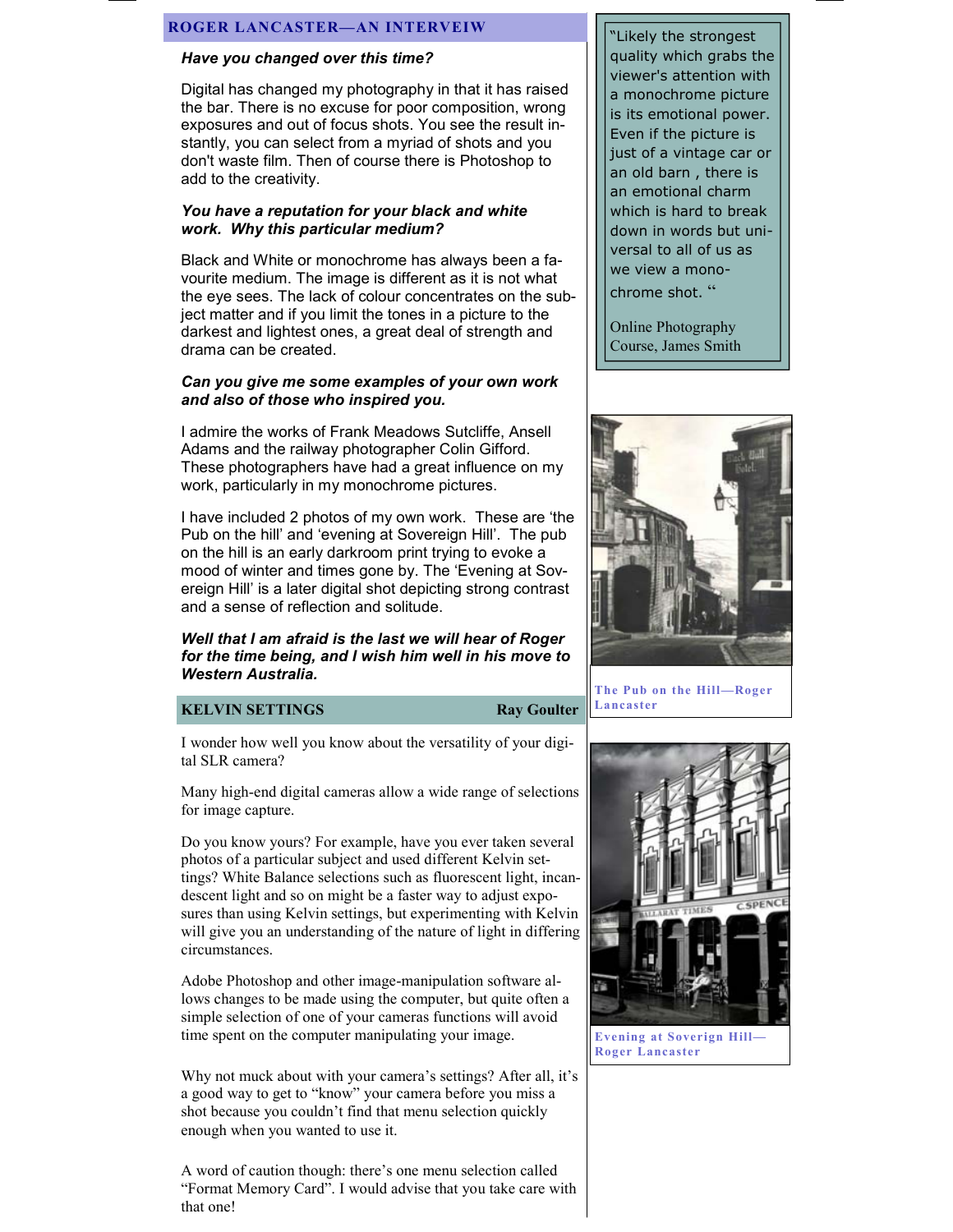## ROGER LANCASTER—AN INTERVEIW

***Have you changed over this time?***

Digital has changed my photography in that it has raised the bar. There is no excuse for poor composition, wrong exposures and out of focus shots. You see the result instantly, you can select from a myriad of shots and you don't waste film. Then of course there is Photoshop to add to the creativity.

***You have a reputation for your black and white work. Why this particular medium?***

Black and White or monochrome has always been a favourite medium. The image is different as it is not what the eye sees. The lack of colour concentrates on the subject matter and if you limit the tones in a picture to the darkest and lightest ones, a great deal of strength and drama can be created.

***Can you give me some examples of your own work and also of those who inspired you.***

I admire the works of Frank Meadows Sutcliffe, Ansell Adams and the railway photographer Colin Gifford. These photographers have had a great influence on my work, particularly in my monochrome pictures.

I have included 2 photos of my own work. These are 'the Pub on the hill' and 'evening at Sovereign Hill'. The pub on the hill is an early darkroom print trying to evoke a mood of winter and times gone by. The 'Evening at Sovereign Hill' is a later digital shot depicting strong contrast and a sense of reflection and solitude.

***Well that I am afraid is the last we will hear of Roger for the time being, and I wish him well in his move to Western Australia.***

> "Likely the strongest quality which grabs the viewer's attention with a monochrome picture is its emotional power. Even if the picture is just of a vintage car or an old barn , there is an emotional charm which is hard to break down in words but universal to all of us as we view a monochrome shot. "
>
> Online Photography Course, James Smith

The Pub on the Hill—Roger Lancaster

Evening at Soverign Hill—Roger Lancaster

## KELVIN SETTINGS — Ray Goulter

I wonder how well you know about the versatility of your digital SLR camera?

Many high-end digital cameras allow a wide range of selections for image capture.

Do you know yours? For example, have you ever taken several photos of a particular subject and used different Kelvin settings? White Balance selections such as fluorescent light, incandescent light and so on might be a faster way to adjust exposures than using Kelvin settings, but experimenting with Kelvin will give you an understanding of the nature of light in differing circumstances.

Adobe Photoshop and other image-manipulation software allows changes to be made using the computer, but quite often a simple selection of one of your cameras functions will avoid time spent on the computer manipulating your image.

Why not muck about with your camera's settings? After all, it's a good way to get to "know" your camera before you miss a shot because you couldn't find that menu selection quickly enough when you wanted to use it.

A word of caution though: there's one menu selection called "Format Memory Card". I would advise that you take care with that one!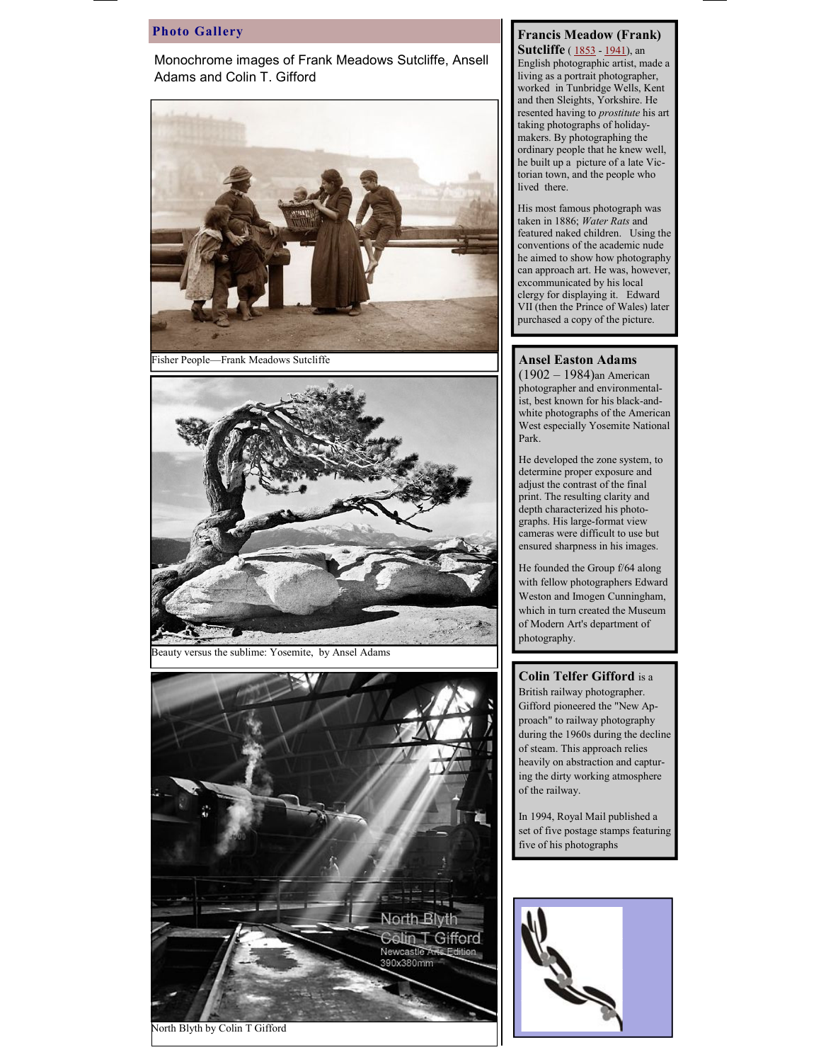## Photo Gallery

Monochrome images of Frank Meadows Sutcliffe, Ansell Adams and Colin T. Gifford

Fisher People—Frank Meadows Sutcliffe

Beauty versus the sublime: Yosemite, by Ansel Adams

North Blyth by Colin T Gifford

**Francis Meadow (Frank) Sutcliffe** ( 1853 - 1941), an English photographic artist, made a living as a portrait photographer, worked in Tunbridge Wells, Kent and then Sleights, Yorkshire. He resented having to *prostitute* his art taking photographs of holiday-makers. By photographing the ordinary people that he knew well, he built up a picture of a late Victorian town, and the people who lived there.

His most famous photograph was taken in 1886; *Water Rats* and featured naked children. Using the conventions of the academic nude he aimed to show how photography can approach art. He was, however, excommunicated by his local clergy for displaying it. Edward VII (then the Prince of Wales) later purchased a copy of the picture.

**Ansel Easton Adams** (1902 – 1984)an American photographer and environmentalist, best known for his black-and-white photographs of the American West especially Yosemite National Park.

He developed the zone system, to determine proper exposure and adjust the contrast of the final print. The resulting clarity and depth characterized his photographs. His large-format view cameras were difficult to use but ensured sharpness in his images.

He founded the Group f/64 along with fellow photographers Edward Weston and Imogen Cunningham, which in turn created the Museum of Modern Art's department of photography.

**Colin Telfer Gifford** is a British railway photographer. Gifford pioneered the "New Approach" to railway photography during the 1960s during the decline of steam. This approach relies heavily on abstraction and capturing the dirty working atmosphere of the railway.

In 1994, Royal Mail published a set of five postage stamps featuring five of his photographs